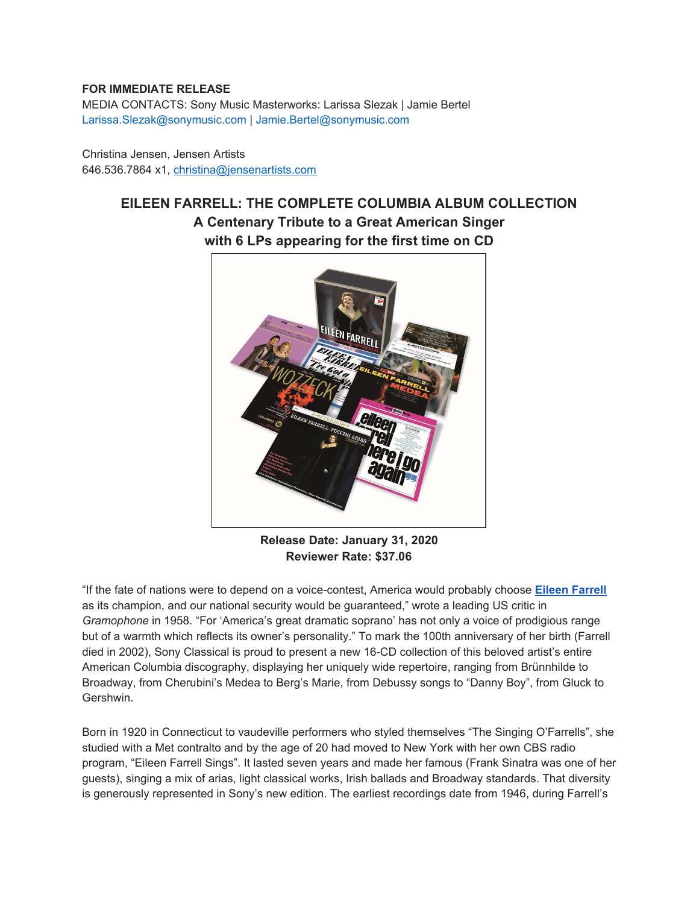**FOR IMMEDIATE RELEASE**
MEDIA CONTACTS: Sony Music Masterworks: Larissa Slezak | Jamie Bertel
Larissa.Slezak@sonymusic.com | Jamie.Bertel@sonymusic.com

Christina Jensen, Jensen Artists
646.536.7864 x1, christina@jensenartists.com

# EILEEN FARRELL: THE COMPLETE COLUMBIA ALBUM COLLECTION
## A Centenary Tribute to a Great American Singer
## with 6 LPs appearing for the first time on CD

**Release Date: January 31, 2020**
**Reviewer Rate: $37.06**

"If the fate of nations were to depend on a voice-contest, America would probably choose **Eileen Farrell** as its champion, and our national security would be guaranteed," wrote a leading US critic in *Gramophone* in 1958. "For 'America's great dramatic soprano' has not only a voice of prodigious range but of a warmth which reflects its owner's personality." To mark the 100th anniversary of her birth (Farrell died in 2002), Sony Classical is proud to present a new 16-CD collection of this beloved artist's entire American Columbia discography, displaying her uniquely wide repertoire, ranging from Brünnhilde to Broadway, from Cherubini's Medea to Berg's Marie, from Debussy songs to "Danny Boy", from Gluck to Gershwin.

Born in 1920 in Connecticut to vaudeville performers who styled themselves "The Singing O'Farrells", she studied with a Met contralto and by the age of 20 had moved to New York with her own CBS radio program, "Eileen Farrell Sings". It lasted seven years and made her famous (Frank Sinatra was one of her guests), singing a mix of arias, light classical works, Irish ballads and Broadway standards. That diversity is generously represented in Sony's new edition. The earliest recordings date from 1946, during Farrell's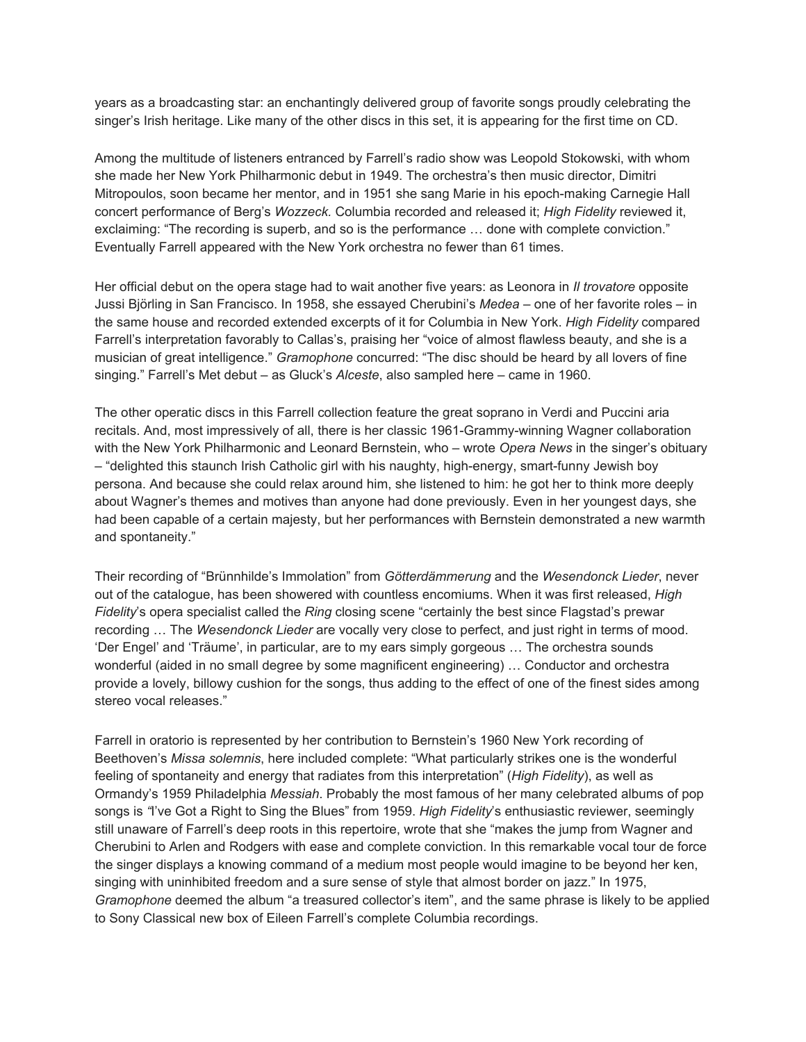years as a broadcasting star: an enchantingly delivered group of favorite songs proudly celebrating the singer's Irish heritage. Like many of the other discs in this set, it is appearing for the first time on CD.

Among the multitude of listeners entranced by Farrell's radio show was Leopold Stokowski, with whom she made her New York Philharmonic debut in 1949. The orchestra's then music director, Dimitri Mitropoulos, soon became her mentor, and in 1951 she sang Marie in his epoch-making Carnegie Hall concert performance of Berg's *Wozzeck*. Columbia recorded and released it; *High Fidelity* reviewed it, exclaiming: "The recording is superb, and so is the performance … done with complete conviction." Eventually Farrell appeared with the New York orchestra no fewer than 61 times.

Her official debut on the opera stage had to wait another five years: as Leonora in *Il trovatore* opposite Jussi Björling in San Francisco. In 1958, she essayed Cherubini's *Medea* – one of her favorite roles – in the same house and recorded extended excerpts of it for Columbia in New York. *High Fidelity* compared Farrell's interpretation favorably to Callas's, praising her "voice of almost flawless beauty, and she is a musician of great intelligence." *Gramophone* concurred: "The disc should be heard by all lovers of fine singing." Farrell's Met debut – as Gluck's *Alceste*, also sampled here – came in 1960.

The other operatic discs in this Farrell collection feature the great soprano in Verdi and Puccini aria recitals. And, most impressively of all, there is her classic 1961-Grammy-winning Wagner collaboration with the New York Philharmonic and Leonard Bernstein, who – wrote *Opera News* in the singer's obituary – "delighted this staunch Irish Catholic girl with his naughty, high-energy, smart-funny Jewish boy persona. And because she could relax around him, she listened to him: he got her to think more deeply about Wagner's themes and motives than anyone had done previously. Even in her youngest days, she had been capable of a certain majesty, but her performances with Bernstein demonstrated a new warmth and spontaneity."

Their recording of "Brünnhilde's Immolation" from *Götterdämmerung* and the *Wesendonck Lieder*, never out of the catalogue, has been showered with countless encomiums. When it was first released, *High Fidelity*'s opera specialist called the *Ring* closing scene "certainly the best since Flagstad's prewar recording … The *Wesendonck Lieder* are vocally very close to perfect, and just right in terms of mood. 'Der Engel' and 'Träume', in particular, are to my ears simply gorgeous … The orchestra sounds wonderful (aided in no small degree by some magnificent engineering) … Conductor and orchestra provide a lovely, billowy cushion for the songs, thus adding to the effect of one of the finest sides among stereo vocal releases."

Farrell in oratorio is represented by her contribution to Bernstein's 1960 New York recording of Beethoven's *Missa solemnis*, here included complete: "What particularly strikes one is the wonderful feeling of spontaneity and energy that radiates from this interpretation" (*High Fidelity*), as well as Ormandy's 1959 Philadelphia *Messiah*. Probably the most famous of her many celebrated albums of pop songs is "I've Got a Right to Sing the Blues" from 1959. *High Fidelity*'s enthusiastic reviewer, seemingly still unaware of Farrell's deep roots in this repertoire, wrote that she "makes the jump from Wagner and Cherubini to Arlen and Rodgers with ease and complete conviction. In this remarkable vocal tour de force the singer displays a knowing command of a medium most people would imagine to be beyond her ken, singing with uninhibited freedom and a sure sense of style that almost border on jazz." In 1975, *Gramophone* deemed the album "a treasured collector's item", and the same phrase is likely to be applied to Sony Classical new box of Eileen Farrell's complete Columbia recordings.